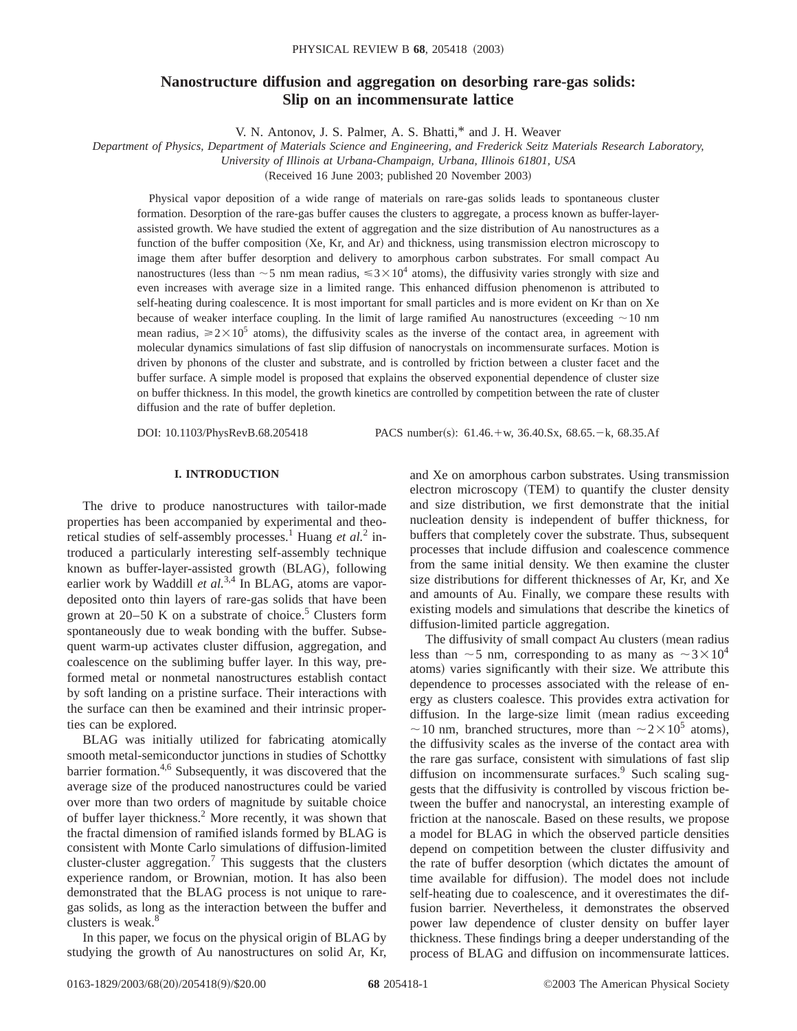# Nanostructure diffusion and aggregation on desorbing rare-gas solids: Slip on an incommensurate lattice

V. N. Antonov, J. S. Palmer, A. S. Bhatti,* and J. H. Weaver

*Department of Physics, Department of Materials Science and Engineering, and Frederick Seitz Materials Research Laboratory, University of Illinois at Urbana-Champaign, Urbana, Illinois 61801, USA*

(Received 16 June 2003; published 20 November 2003)

Physical vapor deposition of a wide range of materials on rare-gas solids leads to spontaneous cluster formation. Desorption of the rare-gas buffer causes the clusters to aggregate, a process known as buffer-layer-assisted growth. We have studied the extent of aggregation and the size distribution of Au nanostructures as a function of the buffer composition (Xe, Kr, and Ar) and thickness, using transmission electron microscopy to image them after buffer desorption and delivery to amorphous carbon substrates. For small compact Au nanostructures (less than $\sim$5 nm mean radius, $\leqslant 3\times10^4$ atoms), the diffusivity varies strongly with size and even increases with average size in a limited range. This enhanced diffusion phenomenon is attributed to self-heating during coalescence. It is most important for small particles and is more evident on Kr than on Xe because of weaker interface coupling. In the limit of large ramified Au nanostructures (exceeding $\sim$10 nm mean radius, $\geqslant 2\times10^5$ atoms), the diffusivity scales as the inverse of the contact area, in agreement with molecular dynamics simulations of fast slip diffusion of nanocrystals on incommensurate surfaces. Motion is driven by phonons of the cluster and substrate, and is controlled by friction between a cluster facet and the buffer surface. A simple model is proposed that explains the observed exponential dependence of cluster size on buffer thickness. In this model, the growth kinetics are controlled by competition between the rate of cluster diffusion and the rate of buffer depletion.

DOI: 10.1103/PhysRevB.68.205418 PACS number(s): 61.46.+w, 36.40.Sx, 68.65.−k, 68.35.Af

## I. INTRODUCTION

The drive to produce nanostructures with tailor-made properties has been accompanied by experimental and theoretical studies of self-assembly processes.[1] Huang *et al.*[2] introduced a particularly interesting self-assembly technique known as buffer-layer-assisted growth (BLAG), following earlier work by Waddill *et al.*[3,4] In BLAG, atoms are vapor-deposited onto thin layers of rare-gas solids that have been grown at 20–50 K on a substrate of choice.[5] Clusters form spontaneously due to weak bonding with the buffer. Subsequent warm-up activates cluster diffusion, aggregation, and coalescence on the subliming buffer layer. In this way, preformed metal or nonmetal nanostructures establish contact by soft landing on a pristine surface. Their interactions with the surface can then be examined and their intrinsic properties can be explored.

BLAG was initially utilized for fabricating atomically smooth metal-semiconductor junctions in studies of Schottky barrier formation.[4,6] Subsequently, it was discovered that the average size of the produced nanostructures could be varied over more than two orders of magnitude by suitable choice of buffer layer thickness.[2] More recently, it was shown that the fractal dimension of ramified islands formed by BLAG is consistent with Monte Carlo simulations of diffusion-limited cluster-cluster aggregation.[7] This suggests that the clusters experience random, or Brownian, motion. It has also been demonstrated that the BLAG process is not unique to rare-gas solids, as long as the interaction between the buffer and clusters is weak.[8]

In this paper, we focus on the physical origin of BLAG by studying the growth of Au nanostructures on solid Ar, Kr, and Xe on amorphous carbon substrates. Using transmission electron microscopy (TEM) to quantify the cluster density and size distribution, we first demonstrate that the initial nucleation density is independent of buffer thickness, for buffers that completely cover the substrate. Thus, subsequent processes that include diffusion and coalescence commence from the same initial density. We then examine the cluster size distributions for different thicknesses of Ar, Kr, and Xe and amounts of Au. Finally, we compare these results with existing models and simulations that describe the kinetics of diffusion-limited particle aggregation.

The diffusivity of small compact Au clusters (mean radius less than $\sim$5 nm, corresponding to as many as $\sim 3\times10^4$ atoms) varies significantly with their size. We attribute this dependence to processes associated with the release of energy as clusters coalesce. This provides extra activation for diffusion. In the large-size limit (mean radius exceeding $\sim$10 nm, branched structures, more than $\sim 2\times10^5$ atoms), the diffusivity scales as the inverse of the contact area with the rare gas surface, consistent with simulations of fast slip diffusion on incommensurate surfaces.[9] Such scaling suggests that the diffusivity is controlled by viscous friction between the buffer and nanocrystal, an interesting example of friction at the nanoscale. Based on these results, we propose a model for BLAG in which the observed particle densities depend on competition between the cluster diffusivity and the rate of buffer desorption (which dictates the amount of time available for diffusion). The model does not include self-heating due to coalescence, and it overestimates the diffusion barrier. Nevertheless, it demonstrates the observed power law dependence of cluster density on buffer layer thickness. These findings bring a deeper understanding of the process of BLAG and diffusion on incommensurate lattices.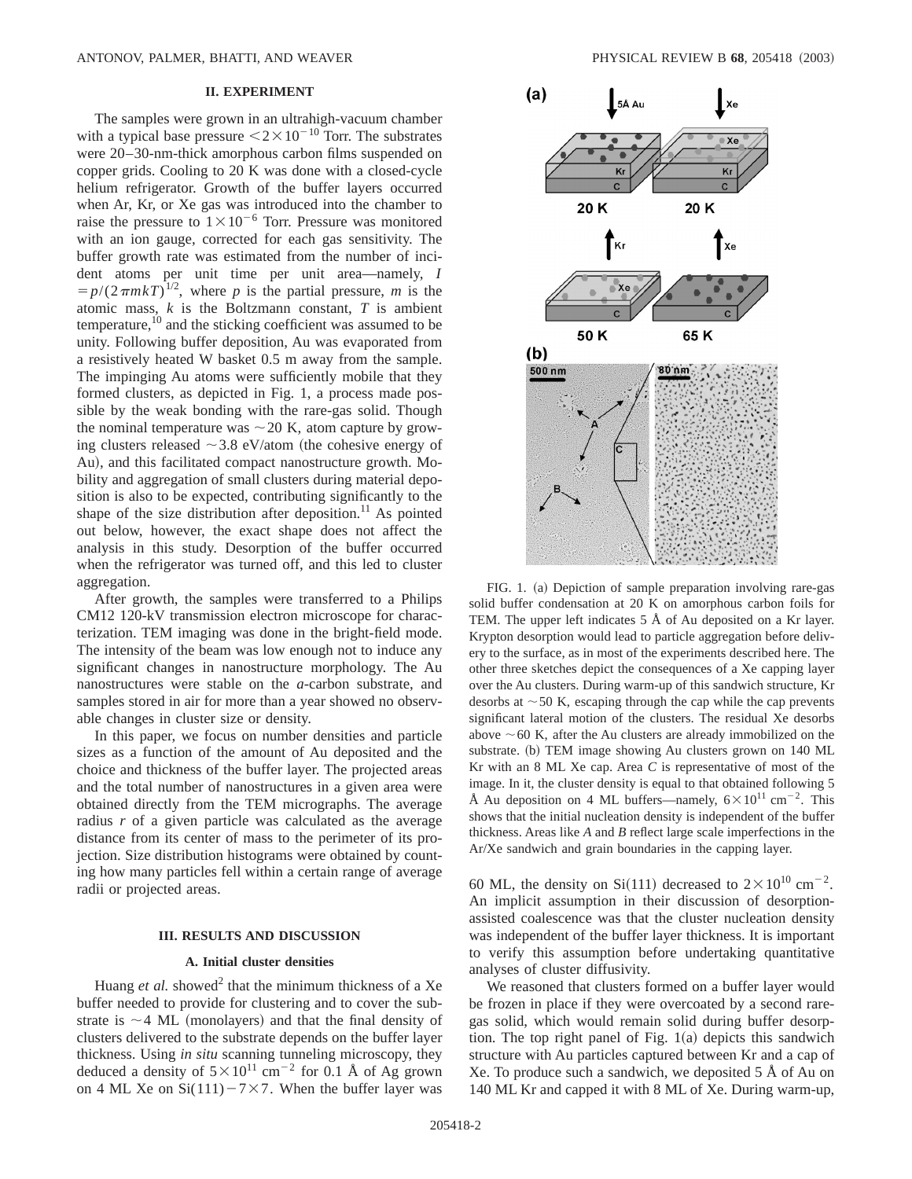## II. EXPERIMENT

The samples were grown in an ultrahigh-vacuum chamber with a typical base pressure $<2\times10^{-10}$ Torr. The substrates were 20–30-nm-thick amorphous carbon films suspended on copper grids. Cooling to 20 K was done with a closed-cycle helium refrigerator. Growth of the buffer layers occurred when Ar, Kr, or Xe gas was introduced into the chamber to raise the pressure to $1\times10^{-6}$ Torr. Pressure was monitored with an ion gauge, corrected for each gas sensitivity. The buffer growth rate was estimated from the number of incident atoms per unit time per unit area—namely, $I = p/(2\pi mkT)^{1/2}$, where $p$ is the partial pressure, $m$ is the atomic mass, $k$ is the Boltzmann constant, $T$ is ambient temperature,[10] and the sticking coefficient was assumed to be unity. Following buffer deposition, Au was evaporated from a resistively heated W basket 0.5 m away from the sample. The impinging Au atoms were sufficiently mobile that they formed clusters, as depicted in Fig. 1, a process made possible by the weak bonding with the rare-gas solid. Though the nominal temperature was $\sim$20 K, atom capture by growing clusters released $\sim$3.8 eV/atom (the cohesive energy of Au), and this facilitated compact nanostructure growth. Mobility and aggregation of small clusters during material deposition is also to be expected, contributing significantly to the shape of the size distribution after deposition.[11] As pointed out below, however, the exact shape does not affect the analysis in this study. Desorption of the buffer occurred when the refrigerator was turned off, and this led to cluster aggregation.

After growth, the samples were transferred to a Philips CM12 120-kV transmission electron microscope for characterization. TEM imaging was done in the bright-field mode. The intensity of the beam was low enough not to induce any significant changes in nanostructure morphology. The Au nanostructures were stable on the *a*-carbon substrate, and samples stored in air for more than a year showed no observable changes in cluster size or density.

In this paper, we focus on number densities and particle sizes as a function of the amount of Au deposited and the choice and thickness of the buffer layer. The projected areas and the total number of nanostructures in a given area were obtained directly from the TEM micrographs. The average radius $r$ of a given particle was calculated as the average distance from its center of mass to the perimeter of its projection. Size distribution histograms were obtained by counting how many particles fell within a certain range of average radii or projected areas.

## III. RESULTS AND DISCUSSION

### A. Initial cluster densities

Huang *et al.* showed[2] that the minimum thickness of a Xe buffer needed to provide for clustering and to cover the substrate is $\sim$4 ML (monolayers) and that the final density of clusters delivered to the substrate depends on the buffer layer thickness. Using *in situ* scanning tunneling microscopy, they deduced a density of $5\times10^{11}$ cm$^{-2}$ for 0.1 Å of Ag grown on 4 ML Xe on Si(111)$-7\times7$. When the buffer layer was 60 ML, the density on Si(111) decreased to $2\times10^{10}$ cm$^{-2}$. An implicit assumption in their discussion of desorption-assisted coalescence was that the cluster nucleation density was independent of the buffer layer thickness. It is important to verify this assumption before undertaking quantitative analyses of cluster diffusivity.

FIG. 1. (a) Depiction of sample preparation involving rare-gas solid buffer condensation at 20 K on amorphous carbon foils for TEM. The upper left indicates 5 Å of Au deposited on a Kr layer. Krypton desorption would lead to particle aggregation before delivery to the surface, as in most of the experiments described here. The other three sketches depict the consequences of a Xe capping layer over the Au clusters. During warm-up of this sandwich structure, Kr desorbs at $\sim$50 K, escaping through the cap while the cap prevents significant lateral motion of the clusters. The residual Xe desorbs above $\sim$60 K, after the Au clusters are already immobilized on the substrate. (b) TEM image showing Au clusters grown on 140 ML Kr with an 8 ML Xe cap. Area *C* is representative of most of the image. In it, the cluster density is equal to that obtained following 5 Å Au deposition on 4 ML buffers—namely, $6\times10^{11}$ cm$^{-2}$. This shows that the initial nucleation density is independent of the buffer thickness. Areas like *A* and *B* reflect large scale imperfections in the Ar/Xe sandwich and grain boundaries in the capping layer.

We reasoned that clusters formed on a buffer layer would be frozen in place if they were overcoated by a second rare-gas solid, which would remain solid during buffer desorption. The top right panel of Fig. 1(a) depicts this sandwich structure with Au particles captured between Kr and a cap of Xe. To produce such a sandwich, we deposited 5 Å of Au on 140 ML Kr and capped it with 8 ML of Xe. During warm-up,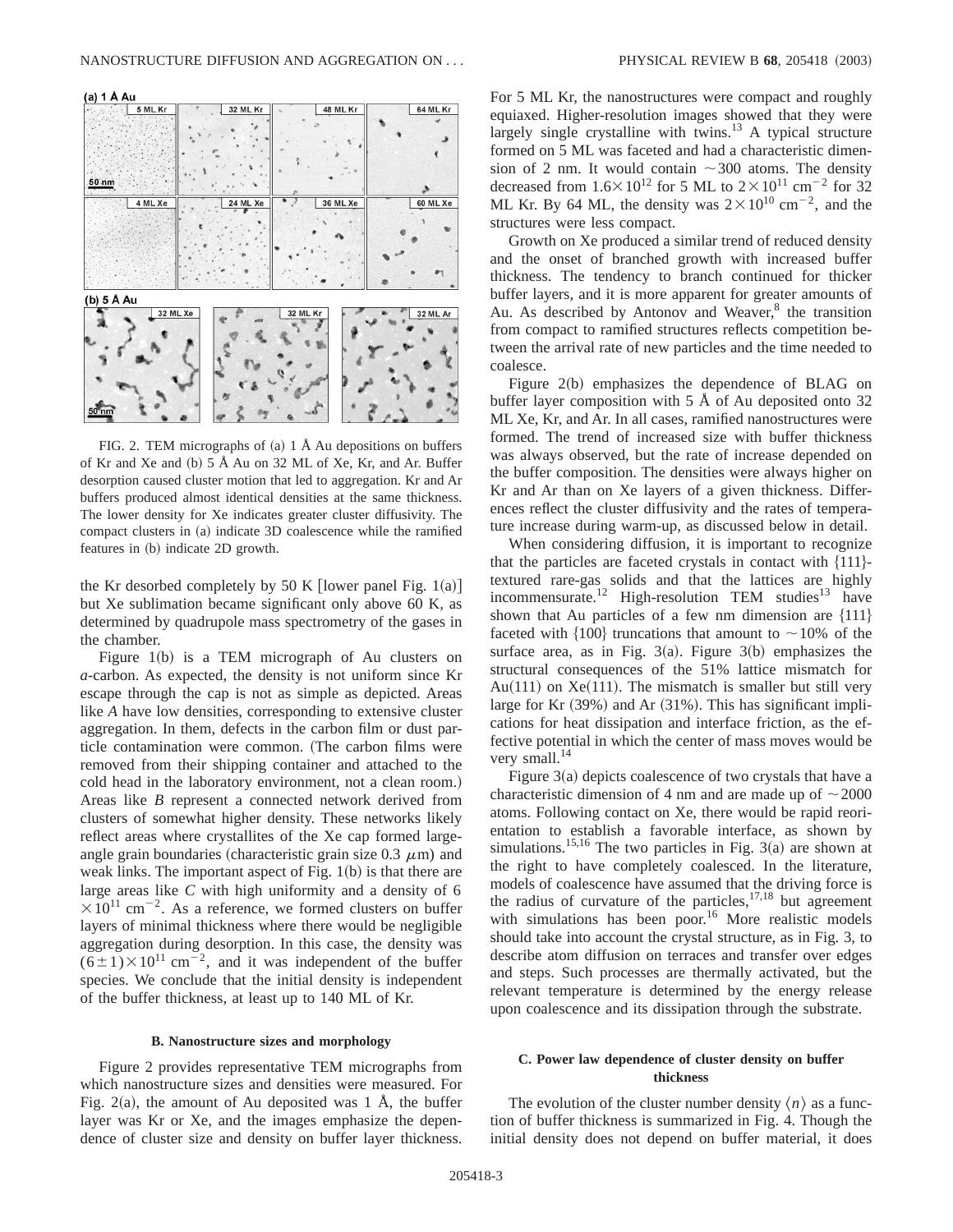FIG. 2. TEM micrographs of (a) 1 Å Au depositions on buffers of Kr and Xe and (b) 5 Å Au on 32 ML of Xe, Kr, and Ar. Buffer desorption caused cluster motion that led to aggregation. Kr and Ar buffers produced almost identical densities at the same thickness. The lower density for Xe indicates greater cluster diffusivity. The compact clusters in (a) indicate 3D coalescence while the ramified features in (b) indicate 2D growth.

the Kr desorbed completely by 50 K [lower panel Fig. 1(a)] but Xe sublimation became significant only above 60 K, as determined by quadrupole mass spectrometry of the gases in the chamber.

Figure 1(b) is a TEM micrograph of Au clusters on *a*-carbon. As expected, the density is not uniform since Kr escape through the cap is not as simple as depicted. Areas like *A* have low densities, corresponding to extensive cluster aggregation. In them, defects in the carbon film or dust particle contamination were common. (The carbon films were removed from their shipping container and attached to the cold head in the laboratory environment, not a clean room.) Areas like *B* represent a connected network derived from clusters of somewhat higher density. These networks likely reflect areas where crystallites of the Xe cap formed large-angle grain boundaries (characteristic grain size 0.3 $\mu$m) and weak links. The important aspect of Fig. 1(b) is that there are large areas like *C* with high uniformity and a density of $6 \times 10^{11}$ cm$^{-2}$. As a reference, we formed clusters on buffer layers of minimal thickness where there would be negligible aggregation during desorption. In this case, the density was $(6\pm1)\times10^{11}$ cm$^{-2}$, and it was independent of the buffer species. We conclude that the initial density is independent of the buffer thickness, at least up to 140 ML of Kr.

### B. Nanostructure sizes and morphology

Figure 2 provides representative TEM micrographs from which nanostructure sizes and densities were measured. For Fig. 2(a), the amount of Au deposited was 1 Å, the buffer layer was Kr or Xe, and the images emphasize the dependence of cluster size and density on buffer layer thickness. For 5 ML Kr, the nanostructures were compact and roughly equiaxed. Higher-resolution images showed that they were largely single crystalline with twins.[13] A typical structure formed on 5 ML was faceted and had a characteristic dimension of 2 nm. It would contain $\sim$300 atoms. The density decreased from $1.6\times10^{12}$ for 5 ML to $2\times10^{11}$ cm$^{-2}$ for 32 ML Kr. By 64 ML, the density was $2\times10^{10}$ cm$^{-2}$, and the structures were less compact.

Growth on Xe produced a similar trend of reduced density and the onset of branched growth with increased buffer thickness. The tendency to branch continued for thicker buffer layers, and it is more apparent for greater amounts of Au. As described by Antonov and Weaver,[8] the transition from compact to ramified structures reflects competition between the arrival rate of new particles and the time needed to coalesce.

Figure 2(b) emphasizes the dependence of BLAG on buffer layer composition with 5 Å of Au deposited onto 32 ML Xe, Kr, and Ar. In all cases, ramified nanostructures were formed. The trend of increased size with buffer thickness was always observed, but the rate of increase depended on the buffer composition. The densities were always higher on Kr and Ar than on Xe layers of a given thickness. Differences reflect the cluster diffusivity and the rates of temperature increase during warm-up, as discussed below in detail.

When considering diffusion, it is important to recognize that the particles are faceted crystals in contact with {111}-textured rare-gas solids and that the lattices are highly incommensurate.[12] High-resolution TEM studies[13] have shown that Au particles of a few nm dimension are {111} faceted with {100} truncations that amount to $\sim$10% of the surface area, as in Fig. 3(a). Figure 3(b) emphasizes the structural consequences of the 51% lattice mismatch for Au(111) on Xe(111). The mismatch is smaller but still very large for Kr (39%) and Ar (31%). This has significant implications for heat dissipation and interface friction, as the effective potential in which the center of mass moves would be very small.[14]

Figure 3(a) depicts coalescence of two crystals that have a characteristic dimension of 4 nm and are made up of $\sim$2000 atoms. Following contact on Xe, there would be rapid reorientation to establish a favorable interface, as shown by simulations.[15,16] The two particles in Fig. 3(a) are shown at the right to have completely coalesced. In the literature, models of coalescence have assumed that the driving force is the radius of curvature of the particles,[17,18] but agreement with simulations has been poor.[16] More realistic models should take into account the crystal structure, as in Fig. 3, to describe atom diffusion on terraces and transfer over edges and steps. Such processes are thermally activated, but the relevant temperature is determined by the energy release upon coalescence and its dissipation through the substrate.

### C. Power law dependence of cluster density on buffer thickness

The evolution of the cluster number density $\langle n \rangle$ as a function of buffer thickness is summarized in Fig. 4. Though the initial density does not depend on buffer material, it does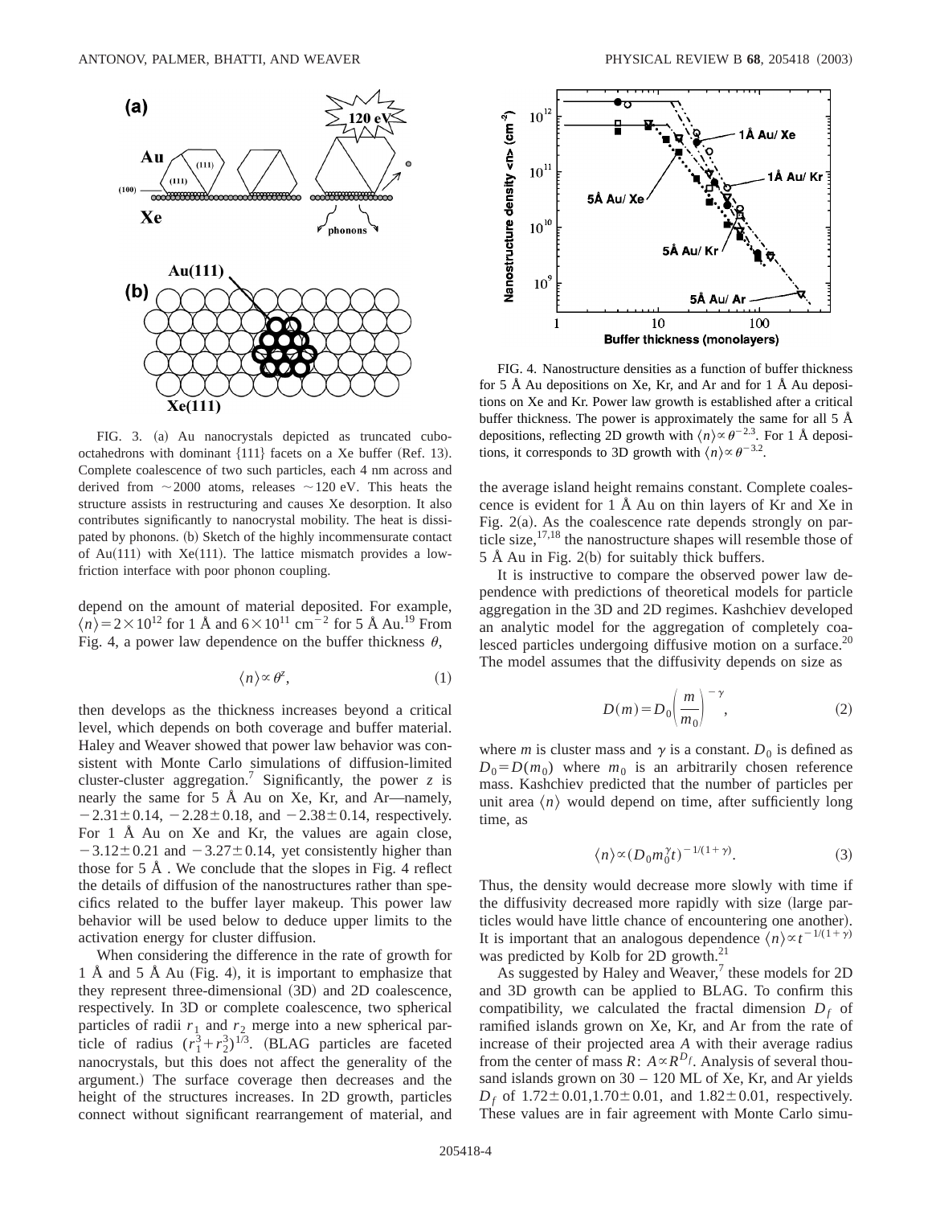FIG. 3. (a) Au nanocrystals depicted as truncated cubo-octahedrons with dominant {111} facets on a Xe buffer (Ref. 13). Complete coalescence of two such particles, each 4 nm across and derived from ~2000 atoms, releases ~120 eV. This heats the structure assists in restructuring and causes Xe desorption. It also contributes significantly to nanocrystal mobility. The heat is dissipated by phonons. (b) Sketch of the highly incommensurate contact of Au(111) with Xe(111). The lattice mismatch provides a low-friction interface with poor phonon coupling.

depend on the amount of material deposited. For example, $\langle n \rangle = 2\times10^{12}$ for 1 Å and $6\times10^{11}$ cm$^{-2}$ for 5 Å Au.[19] From Fig. 4, a power law dependence on the buffer thickness $\theta$,

$$\langle n \rangle \propto \theta^{z}, \tag{1}$$

then develops as the thickness increases beyond a critical level, which depends on both coverage and buffer material. Haley and Weaver showed that power law behavior was consistent with Monte Carlo simulations of diffusion-limited cluster-cluster aggregation.[7] Significantly, the power $z$ is nearly the same for 5 Å Au on Xe, Kr, and Ar—namely, $-2.31\pm0.14$, $-2.28\pm0.18$, and $-2.38\pm0.14$, respectively. For 1 Å Au on Xe and Kr, the values are again close, $-3.12\pm0.21$ and $-3.27\pm0.14$, yet consistently higher than those for 5 Å. We conclude that the slopes in Fig. 4 reflect the details of diffusion of the nanostructures rather than specifics related to the buffer layer makeup. This power law behavior will be used below to deduce upper limits to the activation energy for cluster diffusion.

When considering the difference in the rate of growth for 1 Å and 5 Å Au (Fig. 4), it is important to emphasize that they represent three-dimensional (3D) and 2D coalescence, respectively. In 3D or complete coalescence, two spherical particles of radii $r_1$ and $r_2$ merge into a new spherical particle of radius $(r_1^3+r_2^3)^{1/3}$. (BLAG particles are faceted nanocrystals, but this does not affect the generality of the argument.) The surface coverage then decreases and the height of the structures increases. In 2D growth, particles connect without significant rearrangement of material, and

FIG. 4. Nanostructure densities as a function of buffer thickness for 5 Å Au depositions on Xe, Kr, and Ar and for 1 Å Au depositions on Xe and Kr. Power law growth is established after a critical buffer thickness. The power is approximately the same for all 5 Å depositions, reflecting 2D growth with $\langle n \rangle \propto \theta^{-2.3}$. For 1 Å depositions, it corresponds to 3D growth with $\langle n \rangle \propto \theta^{-3.2}$.

the average island height remains constant. Complete coalescence is evident for 1 Å Au on thin layers of Kr and Xe in Fig. 2(a). As the coalescence rate depends strongly on particle size,[17,18] the nanostructure shapes will resemble those of 5 Å Au in Fig. 2(b) for suitably thick buffers.

It is instructive to compare the observed power law dependence with predictions of theoretical models for particle aggregation in the 3D and 2D regimes. Kashchiev developed an analytic model for the aggregation of completely coalesced particles undergoing diffusive motion on a surface.[20] The model assumes that the diffusivity depends on size as

$$D(m) = D_0\left(\frac{m}{m_0}\right)^{-\gamma}, \tag{2}$$

where $m$ is cluster mass and $\gamma$ is a constant. $D_0$ is defined as $D_0 = D(m_0)$ where $m_0$ is an arbitrarily chosen reference mass. Kashchiev predicted that the number of particles per unit area $\langle n \rangle$ would depend on time, after sufficiently long time, as

$$\langle n \rangle \propto (D_0 m_0^{\gamma} t)^{-1/(1+\gamma)}. \tag{3}$$

Thus, the density would decrease more slowly with time if the diffusivity decreased more rapidly with size (large particles would have little chance of encountering one another). It is important that an analogous dependence $\langle n \rangle \propto t^{-1/(1+\gamma)}$ was predicted by Kolb for 2D growth.[21]

As suggested by Haley and Weaver,[7] these models for 2D and 3D growth can be applied to BLAG. To confirm this compatibility, we calculated the fractal dimension $D_f$ of ramified islands grown on Xe, Kr, and Ar from the rate of increase of their projected area $A$ with their average radius from the center of mass $R$: $A \propto R^{D_f}$. Analysis of several thousand islands grown on 30 – 120 ML of Xe, Kr, and Ar yields $D_f$ of $1.72\pm0.01$, $1.70\pm0.01$, and $1.82\pm0.01$, respectively. These values are in fair agreement with Monte Carlo simu-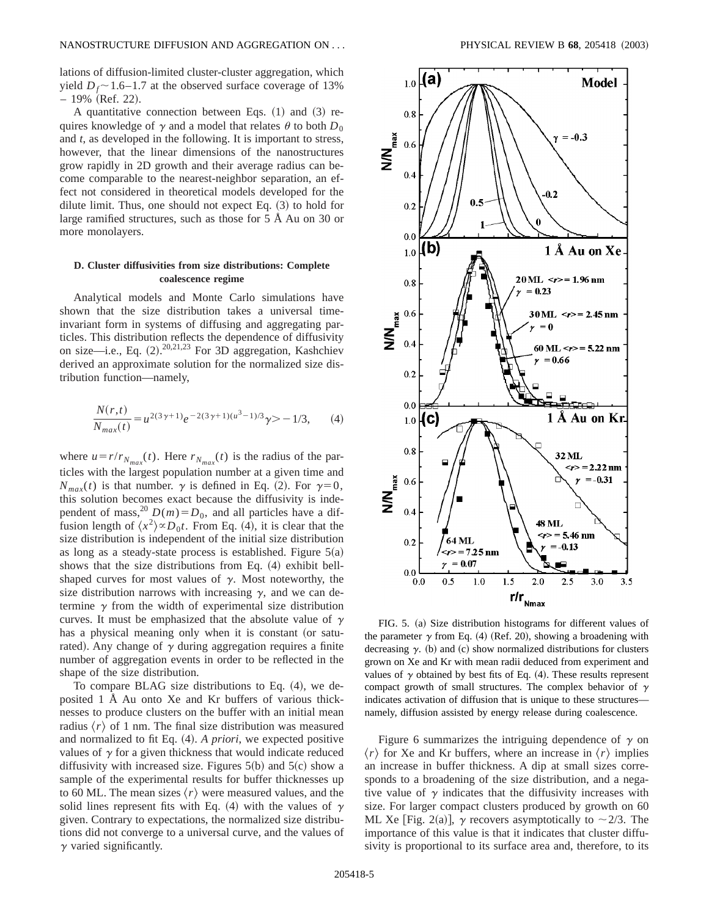lations of diffusion-limited cluster-cluster aggregation, which yield $D_f \sim 1.6$–1.7 at the observed surface coverage of 13% – 19% (Ref. 22).

A quantitative connection between Eqs. (1) and (3) requires knowledge of $\gamma$ and a model that relates $\theta$ to both $D_0$ and $t$, as developed in the following. It is important to stress, however, that the linear dimensions of the nanostructures grow rapidly in 2D growth and their average radius can become comparable to the nearest-neighbor separation, an effect not considered in theoretical models developed for the dilute limit. Thus, one should not expect Eq. (3) to hold for large ramified structures, such as those for 5 Å Au on 30 or more monolayers.

### D. Cluster diffusivities from size distributions: Complete coalescence regime

Analytical models and Monte Carlo simulations have shown that the size distribution takes a universal time-invariant form in systems of diffusing and aggregating particles. This distribution reflects the dependence of diffusivity on size—i.e., Eq. (2).[20,21,23] For 3D aggregation, Kashchiev derived an approximate solution for the normalized size distribution function—namely,

$$\frac{N(r,t)}{N_{max}(t)} = u^{2(3\gamma+1)} e^{-2(3\gamma+1)(u^3-1)/3} \gamma > -1/3, \qquad (4)$$

where $u = r/r_{N_{max}}(t)$. Here $r_{N_{max}}(t)$ is the radius of the particles with the largest population number at a given time and $N_{max}(t)$ is that number. $\gamma$ is defined in Eq. (2). For $\gamma=0$, this solution becomes exact because the diffusivity is independent of mass,[20] $D(m)=D_0$, and all particles have a diffusion length of $\langle x^2 \rangle \propto D_0 t$. From Eq. (4), it is clear that the size distribution is independent of the initial size distribution as long as a steady-state process is established. Figure 5(a) shows that the size distributions from Eq. (4) exhibit bell-shaped curves for most values of $\gamma$. Most noteworthy, the size distribution narrows with increasing $\gamma$, and we can determine $\gamma$ from the width of experimental size distribution curves. It must be emphasized that the absolute value of $\gamma$ has a physical meaning only when it is constant (or saturated). Any change of $\gamma$ during aggregation requires a finite number of aggregation events in order to be reflected in the shape of the size distribution.

To compare BLAG size distributions to Eq. (4), we deposited 1 Å Au onto Xe and Kr buffers of various thicknesses to produce clusters on the buffer with an initial mean radius $\langle r \rangle$ of 1 nm. The final size distribution was measured and normalized to fit Eq. (4). *A priori*, we expected positive values of $\gamma$ for a given thickness that would indicate reduced diffusivity with increased size. Figures 5(b) and 5(c) show a sample of the experimental results for buffer thicknesses up to 60 ML. The mean sizes $\langle r \rangle$ were measured values, and the solid lines represent fits with Eq. (4) with the values of $\gamma$ given. Contrary to expectations, the normalized size distributions did not converge to a universal curve, and the values of $\gamma$ varied significantly.

FIG. 5. (a) Size distribution histograms for different values of the parameter $\gamma$ from Eq. (4) (Ref. 20), showing a broadening with decreasing $\gamma$. (b) and (c) show normalized distributions for clusters grown on Xe and Kr with mean radii deduced from experiment and values of $\gamma$ obtained by best fits of Eq. (4). These results represent compact growth of small structures. The complex behavior of $\gamma$ indicates activation of diffusion that is unique to these structures—namely, diffusion assisted by energy release during coalescence.

Figure 6 summarizes the intriguing dependence of $\gamma$ on $\langle r \rangle$ for Xe and Kr buffers, where an increase in $\langle r \rangle$ implies an increase in buffer thickness. A dip at small sizes corresponds to a broadening of the size distribution, and a negative value of $\gamma$ indicates that the diffusivity increases with size. For larger compact clusters produced by growth on 60 ML Xe [Fig. 2(a)], $\gamma$ recovers asymptotically to $\sim 2/3$. The importance of this value is that it indicates that cluster diffusivity is proportional to its surface area and, therefore, to its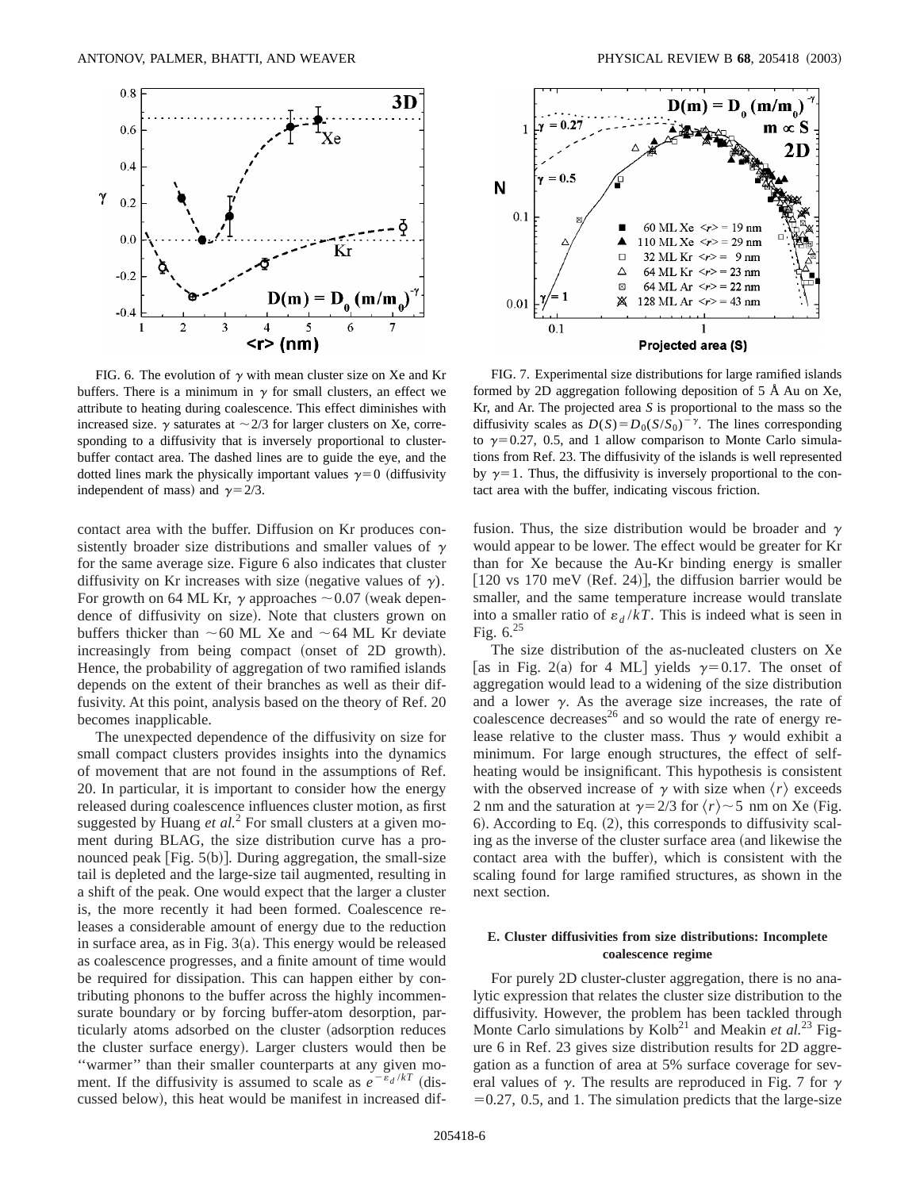FIG. 6. The evolution of $\gamma$ with mean cluster size on Xe and Kr buffers. There is a minimum in $\gamma$ for small clusters, an effect we attribute to heating during coalescence. This effect diminishes with increased size. $\gamma$ saturates at $\sim 2/3$ for larger clusters on Xe, corresponding to a diffusivity that is inversely proportional to cluster-buffer contact area. The dashed lines are to guide the eye, and the dotted lines mark the physically important values $\gamma = 0$ (diffusivity independent of mass) and $\gamma = 2/3$.

FIG. 7. Experimental size distributions for large ramified islands formed by 2D aggregation following deposition of 5 Å Au on Xe, Kr, and Ar. The projected area $S$ is proportional to the mass so the diffusivity scales as $D(S) = D_0(S/S_0)^{-\gamma}$. The lines corresponding to $\gamma = 0.27$, 0.5, and 1 allow comparison to Monte Carlo simulations from Ref. 23. The diffusivity of the islands is well represented by $\gamma = 1$. Thus, the diffusivity is inversely proportional to the contact area with the buffer, indicating viscous friction.

contact area with the buffer. Diffusion on Kr produces consistently broader size distributions and smaller values of $\gamma$ for the same average size. Figure 6 also indicates that cluster diffusivity on Kr increases with size (negative values of $\gamma$). For growth on 64 ML Kr, $\gamma$ approaches $\sim 0.07$ (weak dependence of diffusivity on size). Note that clusters grown on buffers thicker than $\sim 60$ ML Xe and $\sim 64$ ML Kr deviate increasingly from being compact (onset of 2D growth). Hence, the probability of aggregation of two ramified islands depends on the extent of their branches as well as their diffusivity. At this point, analysis based on the theory of Ref. 20 becomes inapplicable.

The unexpected dependence of the diffusivity on size for small compact clusters provides insights into the dynamics of movement that are not found in the assumptions of Ref. 20. In particular, it is important to consider how the energy released during coalescence influences cluster motion, as first suggested by Huang *et al.*[2] For small clusters at a given moment during BLAG, the size distribution curve has a pronounced peak [Fig. 5(b)]. During aggregation, the small-size tail is depleted and the large-size tail augmented, resulting in a shift of the peak. One would expect that the larger a cluster is, the more recently it had been formed. Coalescence releases a considerable amount of energy due to the reduction in surface area, as in Fig. 3(a). This energy would be released as coalescence progresses, and a finite amount of time would be required for dissipation. This can happen either by contributing phonons to the buffer across the highly incommensurate boundary or by forcing buffer-atom desorption, particularly atoms adsorbed on the cluster (adsorption reduces the cluster surface energy). Larger clusters would then be "warmer" than their smaller counterparts at any given moment. If the diffusivity is assumed to scale as $e^{-\varepsilon_d/kT}$ (discussed below), this heat would be manifest in increased diffusion. Thus, the size distribution would be broader and $\gamma$ would appear to be lower. The effect would be greater for Kr than for Xe because the Au-Kr binding energy is smaller [120 vs 170 meV (Ref. 24)], the diffusion barrier would be smaller, and the same temperature increase would translate into a smaller ratio of $\varepsilon_d/kT$. This is indeed what is seen in Fig. 6.[25]

The size distribution of the as-nucleated clusters on Xe [as in Fig. 2(a) for 4 ML] yields $\gamma = 0.17$. The onset of aggregation would lead to a widening of the size distribution and a lower $\gamma$. As the average size increases, the rate of coalescence decreases[26] and so would the rate of energy release relative to the cluster mass. Thus $\gamma$ would exhibit a minimum. For large enough structures, the effect of self-heating would be insignificant. This hypothesis is consistent with the observed increase of $\gamma$ with size when $\langle r \rangle$ exceeds 2 nm and the saturation at $\gamma = 2/3$ for $\langle r \rangle \sim 5$ nm on Xe (Fig. 6). According to Eq. (2), this corresponds to diffusivity scaling as the inverse of the cluster surface area (and likewise the contact area with the buffer), which is consistent with the scaling found for large ramified structures, as shown in the next section.

### E. Cluster diffusivities from size distributions: Incomplete coalescence regime

For purely 2D cluster-cluster aggregation, there is no analytic expression that relates the cluster size distribution to the diffusivity. However, the problem has been tackled through Monte Carlo simulations by Kolb[21] and Meakin *et al.*[23] Figure 6 in Ref. 23 gives size distribution results for 2D aggregation as a function of area at 5% surface coverage for several values of $\gamma$. The results are reproduced in Fig. 7 for $\gamma = 0.27$, 0.5, and 1. The simulation predicts that the large-size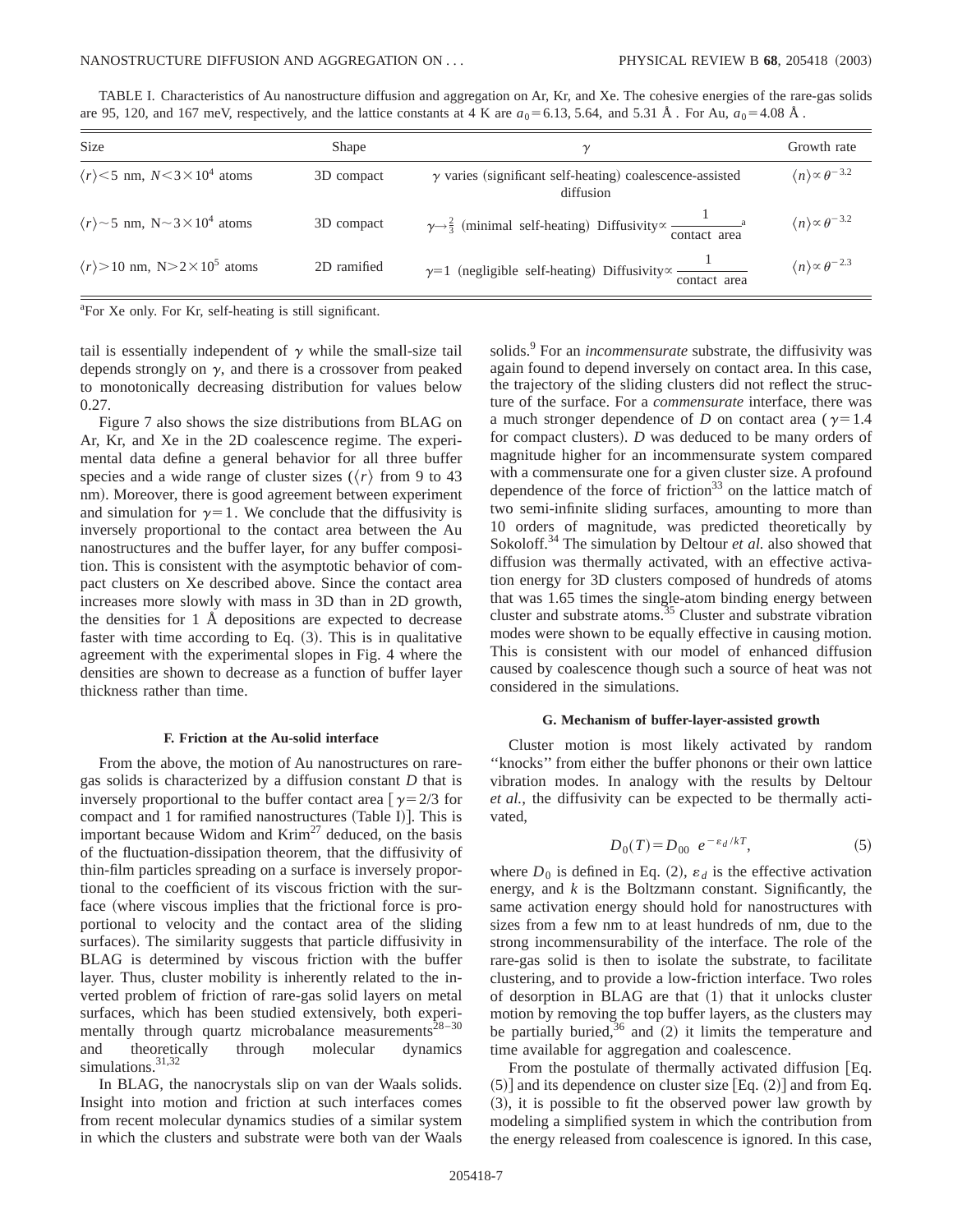TABLE I. Characteristics of Au nanostructure diffusion and aggregation on Ar, Kr, and Xe. The cohesive energies of the rare-gas solids are 95, 120, and 167 meV, respectively, and the lattice constants at 4 K are $a_0 = 6.13, 5.64,$ and $5.31$ Å. For Au, $a_0 = 4.08$ Å.

| Size | Shape | $\gamma$ | Growth rate |
|---|---|---|---|
| $\langle r \rangle < 5$ nm, $N < 3 \times 10^4$ atoms | 3D compact | $\gamma$ varies (significant self-heating) coalescence-assisted diffusion | $\langle n \rangle \propto \theta^{-3.2}$ |
| $\langle r \rangle \sim 5$ nm, $N \sim 3 \times 10^4$ atoms | 3D compact | $\gamma \to \frac{2}{3}$ (minimal self-heating) Diffusivity$\propto \frac{1}{\text{contact area}}$[a] | $\langle n \rangle \propto \theta^{-3.2}$ |
| $\langle r \rangle > 10$ nm, $N > 2 \times 10^5$ atoms | 2D ramified | $\gamma = 1$ (negligible self-heating) Diffusivity$\propto \frac{1}{\text{contact area}}$ | $\langle n \rangle \propto \theta^{-2.3}$ |

[a]For Xe only. For Kr, self-heating is still significant.

tail is essentially independent of $\gamma$ while the small-size tail depends strongly on $\gamma$, and there is a crossover from peaked to monotonically decreasing distribution for values below 0.27.

Figure 7 also shows the size distributions from BLAG on Ar, Kr, and Xe in the 2D coalescence regime. The experimental data define a general behavior for all three buffer species and a wide range of cluster sizes ($\langle r \rangle$ from 9 to 43 nm). Moreover, there is good agreement between experiment and simulation for $\gamma = 1$. We conclude that the diffusivity is inversely proportional to the contact area between the Au nanostructures and the buffer layer, for any buffer composition. This is consistent with the asymptotic behavior of compact clusters on Xe described above. Since the contact area increases more slowly with mass in 3D than in 2D growth, the densities for 1 Å depositions are expected to decrease faster with time according to Eq. (3). This is in qualitative agreement with the experimental slopes in Fig. 4 where the densities are shown to decrease as a function of buffer layer thickness rather than time.

### F. Friction at the Au-solid interface

From the above, the motion of Au nanostructures on rare-gas solids is characterized by a diffusion constant $D$ that is inversely proportional to the buffer contact area [$\gamma = 2/3$ for compact and 1 for ramified nanostructures (Table I)]. This is important because Widom and Krim[27] deduced, on the basis of the fluctuation-dissipation theorem, that the diffusivity of thin-film particles spreading on a surface is inversely proportional to the coefficient of its viscous friction with the surface (where viscous implies that the frictional force is proportional to velocity and the contact area of the sliding surfaces). The similarity suggests that particle diffusivity in BLAG is determined by viscous friction with the buffer layer. Thus, cluster mobility is inherently related to the inverted problem of friction of rare-gas solid layers on metal surfaces, which has been studied extensively, both experimentally through quartz microbalance measurements[28–30] and theoretically through molecular dynamics simulations.[31,32]

In BLAG, the nanocrystals slip on van der Waals solids. Insight into motion and friction at such interfaces comes from recent molecular dynamics studies of a similar system in which the clusters and substrate were both van der Waals solids.[9] For an *incommensurate* substrate, the diffusivity was again found to depend inversely on contact area. In this case, the trajectory of the sliding clusters did not reflect the structure of the surface. For a *commensurate* interface, there was a much stronger dependence of $D$ on contact area ($\gamma = 1.4$ for compact clusters). $D$ was deduced to be many orders of magnitude higher for an incommensurate system compared with a commensurate one for a given cluster size. A profound dependence of the force of friction[33] on the lattice match of two semi-infinite sliding surfaces, amounting to more than 10 orders of magnitude, was predicted theoretically by Sokoloff.[34] The simulation by Deltour *et al.* also showed that diffusion was thermally activated, with an effective activation energy for 3D clusters composed of hundreds of atoms that was 1.65 times the single-atom binding energy between cluster and substrate atoms.[35] Cluster and substrate vibration modes were shown to be equally effective in causing motion. This is consistent with our model of enhanced diffusion caused by coalescence though such a source of heat was not considered in the simulations.

### G. Mechanism of buffer-layer-assisted growth

Cluster motion is most likely activated by random "knocks" from either the buffer phonons or their own lattice vibration modes. In analogy with the results by Deltour *et al.*, the diffusivity can be expected to be thermally activated,

$$D_0(T) = D_{00}\ e^{-\varepsilon_d/kT}, \tag{5}$$

where $D_0$ is defined in Eq. (2), $\varepsilon_d$ is the effective activation energy, and $k$ is the Boltzmann constant. Significantly, the same activation energy should hold for nanostructures with sizes from a few nm to at least hundreds of nm, due to the strong incommensurability of the interface. The role of the rare-gas solid is then to isolate the substrate, to facilitate clustering, and to provide a low-friction interface. Two roles of desorption in BLAG are that (1) that it unlocks cluster motion by removing the top buffer layers, as the clusters may be partially buried,[36] and (2) it limits the temperature and time available for aggregation and coalescence.

From the postulate of thermally activated diffusion [Eq. (5)] and its dependence on cluster size [Eq. (2)] and from Eq. (3), it is possible to fit the observed power law growth by modeling a simplified system in which the contribution from the energy released from coalescence is ignored. In this case,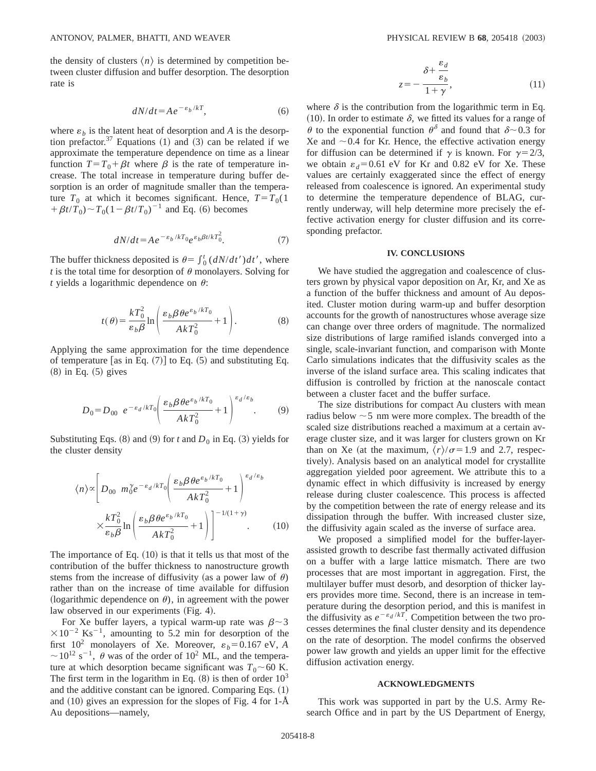the density of clusters $\langle n \rangle$ is determined by competition between cluster diffusion and buffer desorption. The desorption rate is

$$dN/dt = Ae^{-\varepsilon_b/kT}, \tag{6}$$

where $\varepsilon_b$ is the latent heat of desorption and $A$ is the desorption prefactor.[37] Equations (1) and (3) can be related if we approximate the temperature dependence on time as a linear function $T = T_0 + \beta t$ where $\beta$ is the rate of temperature increase. The total increase in temperature during buffer desorption is an order of magnitude smaller than the temperature $T_0$ at which it becomes significant. Hence, $T = T_0(1 + \beta t/T_0) \sim T_0(1 - \beta t/T_0)^{-1}$ and Eq. (6) becomes

$$dN/dt = Ae^{-\varepsilon_b/kT_0} e^{\varepsilon_b \beta t/kT_0^2}. \tag{7}$$

The buffer thickness deposited is $\theta = \int_0^t (dN/dt')dt'$, where $t$ is the total time for desorption of $\theta$ monolayers. Solving for $t$ yields a logarithmic dependence on $\theta$:

$$t(\theta) = \frac{kT_0^2}{\varepsilon_b \beta} \ln\left( \frac{\varepsilon_b \beta \theta e^{\varepsilon_b/kT_0}}{AkT_0^2} + 1 \right). \tag{8}$$

Applying the same approximation for the time dependence of temperature [as in Eq. (7)] to Eq. (5) and substituting Eq. (8) in Eq. (5) gives

$$D_0 = D_{00} \; e^{-\varepsilon_d/kT_0} \left( \frac{\varepsilon_b \beta \theta e^{\varepsilon_b/kT_0}}{AkT_0^2} + 1 \right)^{\varepsilon_d/\varepsilon_b}. \tag{9}$$

Substituting Eqs. (8) and (9) for $t$ and $D_0$ in Eq. (3) yields for the cluster density

$$\langle n \rangle \propto \left[ D_{00} \; m_0^{\gamma} e^{-\varepsilon_d/kT_0} \left( \frac{\varepsilon_b \beta \theta e^{\varepsilon_b/kT_0}}{AkT_0^2} + 1 \right)^{\varepsilon_d/\varepsilon_b} \times \frac{kT_0^2}{\varepsilon_b \beta} \ln\left( \frac{\varepsilon_b \beta \theta e^{\varepsilon_b/kT_0}}{AkT_0^2} + 1 \right) \right]^{-1/(1+\gamma)}. \tag{10}$$

The importance of Eq. (10) is that it tells us that most of the contribution of the buffer thickness to nanostructure growth stems from the increase of diffusivity (as a power law of $\theta$) rather than on the increase of time available for diffusion (logarithmic dependence on $\theta$), in agreement with the power law observed in our experiments (Fig. 4).

For Xe buffer layers, a typical warm-up rate was $\beta \sim 3 \times 10^{-2}$ K s$^{-1}$, amounting to 5.2 min for desorption of the first $10^2$ monolayers of Xe. Moreover, $\varepsilon_b = 0.167$ eV, $A \sim 10^{12}$ s$^{-1}$, $\theta$ was of the order of $10^2$ ML, and the temperature at which desorption became significant was $T_0 \sim 60$ K. The first term in the logarithm in Eq. (8) is then of order $10^3$ and the additive constant can be ignored. Comparing Eqs. (1) and (10) gives an expression for the slopes of Fig. 4 for 1-Å Au depositions—namely,

$$z = -\frac{\delta + \dfrac{\varepsilon_d}{\varepsilon_b}}{1+\gamma}, \tag{11}$$

where $\delta$ is the contribution from the logarithmic term in Eq. (10). In order to estimate $\delta$, we fitted its values for a range of $\theta$ to the exponential function $\theta^{\delta}$ and found that $\delta \sim 0.3$ for Xe and $\sim 0.4$ for Kr. Hence, the effective activation energy for diffusion can be determined if $\gamma$ is known. For $\gamma = 2/3$, we obtain $\varepsilon_d = 0.61$ eV for Kr and 0.82 eV for Xe. These values are certainly exaggerated since the effect of energy released from coalescence is ignored. An experimental study to determine the temperature dependence of BLAG, currently underway, will help determine more precisely the effective activation energy for cluster diffusion and its corresponding prefactor.

## IV. CONCLUSIONS

We have studied the aggregation and coalescence of clusters grown by physical vapor deposition on Ar, Kr, and Xe as a function of the buffer thickness and amount of Au deposited. Cluster motion during warm-up and buffer desorption accounts for the growth of nanostructures whose average size can change over three orders of magnitude. The normalized size distributions of large ramified islands converged into a single, scale-invariant function, and comparison with Monte Carlo simulations indicates that the diffusivity scales as the inverse of the island surface area. This scaling indicates that diffusion is controlled by friction at the nanoscale contact between a cluster facet and the buffer surface.

The size distributions for compact Au clusters with mean radius below $\sim 5$ nm were more complex. The breadth of the scaled size distributions reached a maximum at a certain average cluster size, and it was larger for clusters grown on Kr than on Xe (at the maximum, $\langle r \rangle / \sigma = 1.9$ and 2.7, respectively). Analysis based on an analytical model for crystallite aggregation yielded poor agreement. We attribute this to a dynamic effect in which diffusivity is increased by energy release during cluster coalescence. This process is affected by the competition between the rate of energy release and its dissipation through the buffer. With increased cluster size, the diffusivity again scaled as the inverse of surface area.

We proposed a simplified model for the buffer-layer-assisted growth to describe fast thermally activated diffusion on a buffer with a large lattice mismatch. There are two processes that are most important in aggregation. First, the multilayer buffer must desorb, and desorption of thicker layers provides more time. Second, there is an increase in temperature during the desorption period, and this is manifest in the diffusivity as $e^{-\varepsilon_d/kT}$. Competition between the two processes determines the final cluster density and its dependence on the rate of desorption. The model confirms the observed power law growth and yields an upper limit for the effective diffusion activation energy.

## ACKNOWLEDGMENTS

This work was supported in part by the U.S. Army Research Office and in part by the US Department of Energy,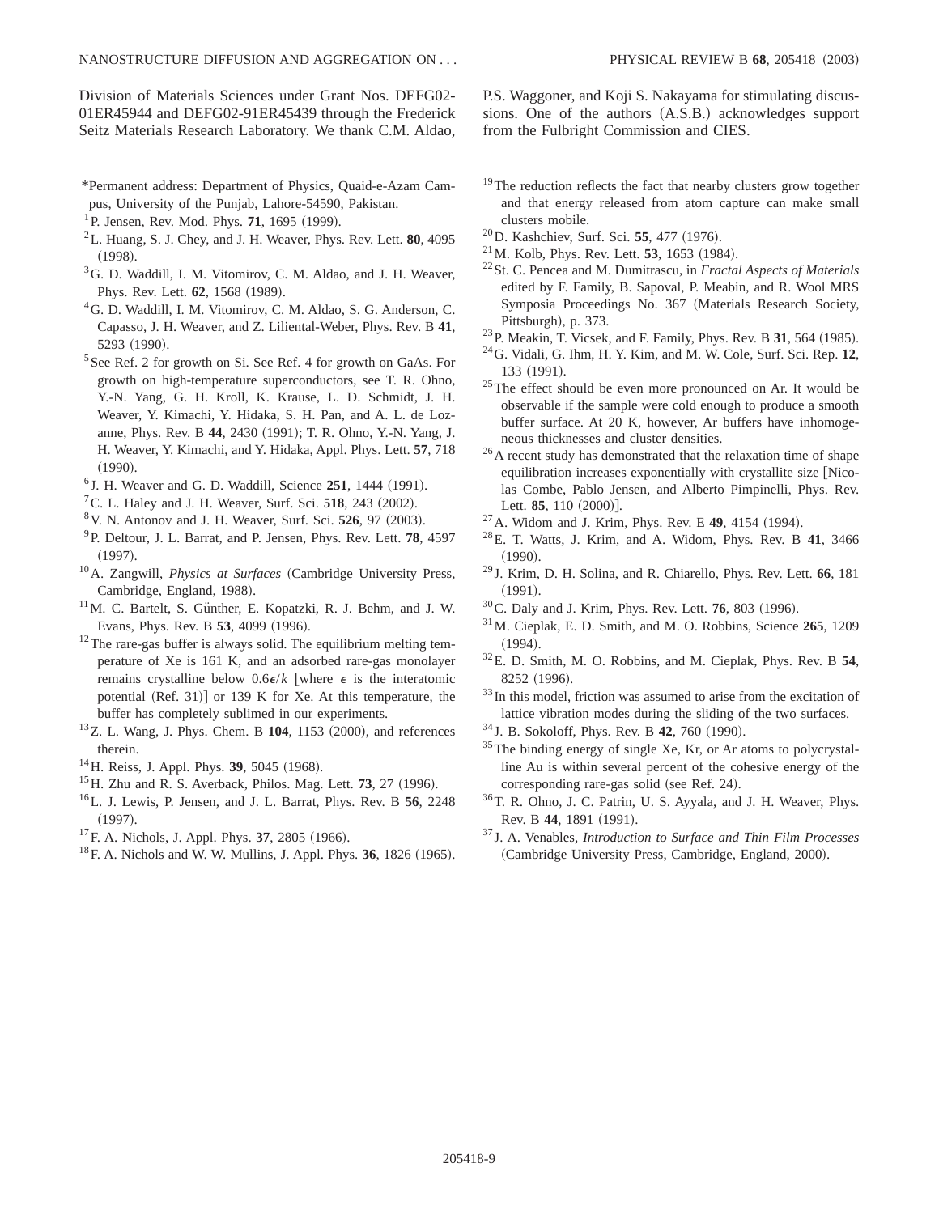Division of Materials Sciences under Grant Nos. DEFG02-01ER45944 and DEFG02-91ER45439 through the Frederick Seitz Materials Research Laboratory. We thank C.M. Aldao, P.S. Waggoner, and Koji S. Nakayama for stimulating discussions. One of the authors (A.S.B.) acknowledges support from the Fulbright Commission and CIES.

---

*Permanent address: Department of Physics, Quaid-e-Azam Campus, University of the Punjab, Lahore-54590, Pakistan.

[1] P. Jensen, Rev. Mod. Phys. **71**, 1695 (1999).

[2] L. Huang, S. J. Chey, and J. H. Weaver, Phys. Rev. Lett. **80**, 4095 (1998).

[3] G. D. Waddill, I. M. Vitomirov, C. M. Aldao, and J. H. Weaver, Phys. Rev. Lett. **62**, 1568 (1989).

[4] G. D. Waddill, I. M. Vitomirov, C. M. Aldao, S. G. Anderson, C. Capasso, J. H. Weaver, and Z. Liliental-Weber, Phys. Rev. B **41**, 5293 (1990).

[5] See Ref. 2 for growth on Si. See Ref. 4 for growth on GaAs. For growth on high-temperature superconductors, see T. R. Ohno, Y.-N. Yang, G. H. Kroll, K. Krause, L. D. Schmidt, J. H. Weaver, Y. Kimachi, Y. Hidaka, S. H. Pan, and A. L. de Lozanne, Phys. Rev. B **44**, 2430 (1991); T. R. Ohno, Y.-N. Yang, J. H. Weaver, Y. Kimachi, and Y. Hidaka, Appl. Phys. Lett. **57**, 718 (1990).

[6] J. H. Weaver and G. D. Waddill, Science **251**, 1444 (1991).

[7] C. L. Haley and J. H. Weaver, Surf. Sci. **518**, 243 (2002).

[8] V. N. Antonov and J. H. Weaver, Surf. Sci. **526**, 97 (2003).

[9] P. Deltour, J. L. Barrat, and P. Jensen, Phys. Rev. Lett. **78**, 4597 (1997).

[10] A. Zangwill, *Physics at Surfaces* (Cambridge University Press, Cambridge, England, 1988).

[11] M. C. Bartelt, S. Günther, E. Kopatzki, R. J. Behm, and J. W. Evans, Phys. Rev. B **53**, 4099 (1996).

[12] The rare-gas buffer is always solid. The equilibrium melting temperature of Xe is 161 K, and an adsorbed rare-gas monolayer remains crystalline below $0.6\epsilon/k$ [where $\epsilon$ is the interatomic potential (Ref. 31)] or 139 K for Xe. At this temperature, the buffer has completely sublimed in our experiments.

[13] Z. L. Wang, J. Phys. Chem. B **104**, 1153 (2000), and references therein.

[14] H. Reiss, J. Appl. Phys. **39**, 5045 (1968).

[15] H. Zhu and R. S. Averback, Philos. Mag. Lett. **73**, 27 (1996).

[16] L. J. Lewis, P. Jensen, and J. L. Barrat, Phys. Rev. B **56**, 2248 (1997).

[17] F. A. Nichols, J. Appl. Phys. **37**, 2805 (1966).

[18] F. A. Nichols and W. W. Mullins, J. Appl. Phys. **36**, 1826 (1965).

[19] The reduction reflects the fact that nearby clusters grow together and that energy released from atom capture can make small clusters mobile.

[20] D. Kashchiev, Surf. Sci. **55**, 477 (1976).

[21] M. Kolb, Phys. Rev. Lett. **53**, 1653 (1984).

[22] St. C. Pencea and M. Dumitrascu, in *Fractal Aspects of Materials* edited by F. Family, B. Sapoval, P. Meabin, and R. Wool MRS Symposia Proceedings No. 367 (Materials Research Society, Pittsburgh), p. 373.

[23] P. Meakin, T. Vicsek, and F. Family, Phys. Rev. B **31**, 564 (1985).

[24] G. Vidali, G. Ihm, H. Y. Kim, and M. W. Cole, Surf. Sci. Rep. **12**, 133 (1991).

[25] The effect should be even more pronounced on Ar. It would be observable if the sample were cold enough to produce a smooth buffer surface. At 20 K, however, Ar buffers have inhomogeneous thicknesses and cluster densities.

[26] A recent study has demonstrated that the relaxation time of shape equilibration increases exponentially with crystallite size [Nicolas Combe, Pablo Jensen, and Alberto Pimpinelli, Phys. Rev. Lett. **85**, 110 (2000)].

[27] A. Widom and J. Krim, Phys. Rev. E **49**, 4154 (1994).

[28] E. T. Watts, J. Krim, and A. Widom, Phys. Rev. B **41**, 3466 (1990).

[29] J. Krim, D. H. Solina, and R. Chiarello, Phys. Rev. Lett. **66**, 181 (1991).

[30] C. Daly and J. Krim, Phys. Rev. Lett. **76**, 803 (1996).

[31] M. Cieplak, E. D. Smith, and M. O. Robbins, Science **265**, 1209 (1994).

[32] E. D. Smith, M. O. Robbins, and M. Cieplak, Phys. Rev. B **54**, 8252 (1996).

[33] In this model, friction was assumed to arise from the excitation of lattice vibration modes during the sliding of the two surfaces.

[34] J. B. Sokoloff, Phys. Rev. B **42**, 760 (1990).

[35] The binding energy of single Xe, Kr, or Ar atoms to polycrystalline Au is within several percent of the cohesive energy of the corresponding rare-gas solid (see Ref. 24).

[36] T. R. Ohno, J. C. Patrin, U. S. Ayyala, and J. H. Weaver, Phys. Rev. B **44**, 1891 (1991).

[37] J. A. Venables, *Introduction to Surface and Thin Film Processes* (Cambridge University Press, Cambridge, England, 2000).